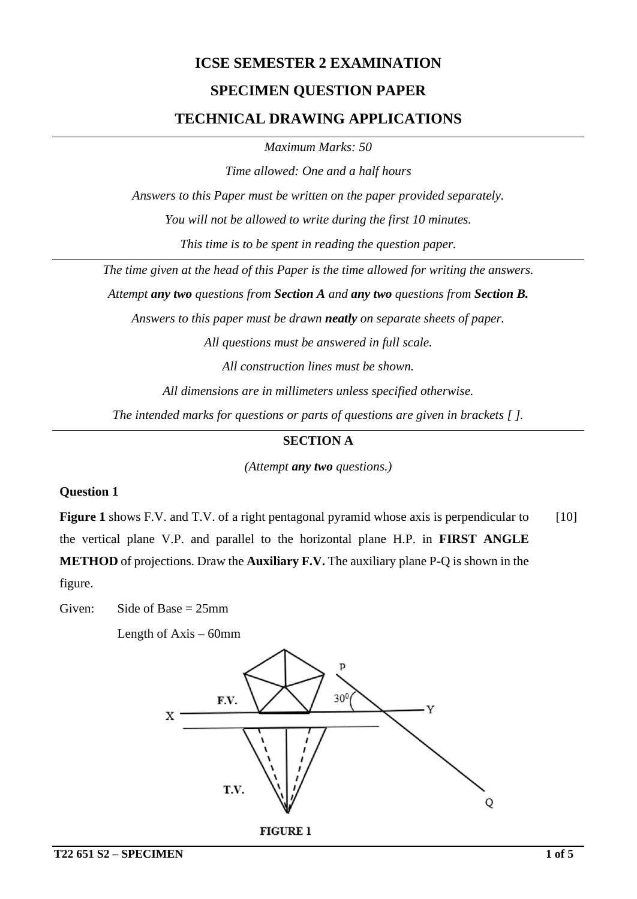# ICSE SEMESTER 2 EXAMINATION

## SPECIMEN QUESTION PAPER

## TECHNICAL DRAWING APPLICATIONS

*Maximum Marks: 50*

*Time allowed: One and a half hours*

*Answers to this Paper must be written on the paper provided separately.*

*You will not be allowed to write during the first 10 minutes.*

*This time is to be spent in reading the question paper.*

---

*The time given at the head of this Paper is the time allowed for writing the answers.*

*Attempt **any two** questions from **Section A** and **any two** questions from **Section B.***

*Answers to this paper must be drawn **neatly** on separate sheets of paper.*

*All questions must be answered in full scale.*

*All construction lines must be shown.*

*All dimensions are in millimeters unless specified otherwise.*

*The intended marks for questions or parts of questions are given in brackets [ ].*

---

### SECTION A

*(Attempt **any two** questions.)*

**Question 1**

**Figure 1** shows F.V. and T.V. of a right pentagonal pyramid whose axis is perpendicular to the vertical plane V.P. and parallel to the horizontal plane H.P. in **FIRST ANGLE METHOD** of projections. Draw the **Auxiliary F.V.** The auxiliary plane P-Q is shown in the figure. [10]

Given: Side of Base = 25mm

Length of Axis – 60mm

FIGURE 1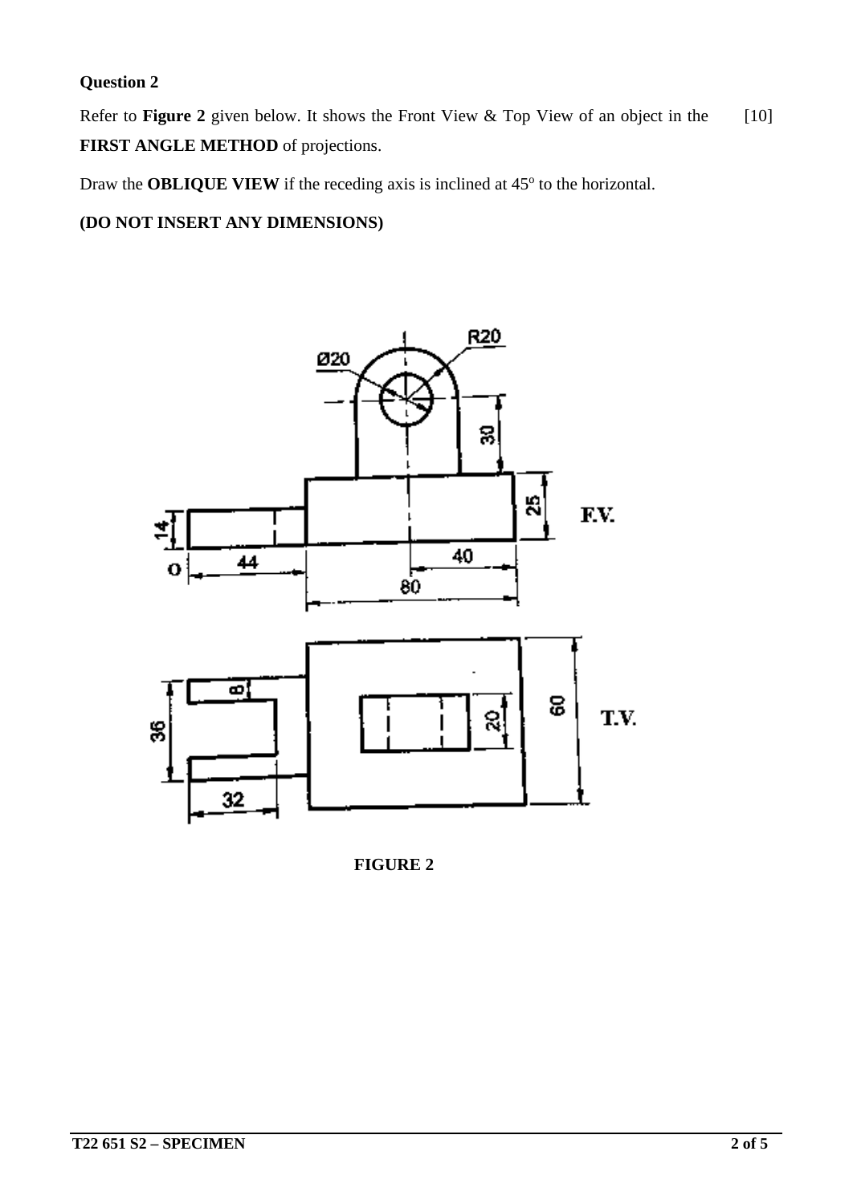**Question 2**

Refer to **Figure 2** given below. It shows the Front View & Top View of an object in the **FIRST ANGLE METHOD** of projections. [10]

Draw the **OBLIQUE VIEW** if the receding axis is inclined at 45° to the horizontal.

**(DO NOT INSERT ANY DIMENSIONS)**

**FIGURE 2**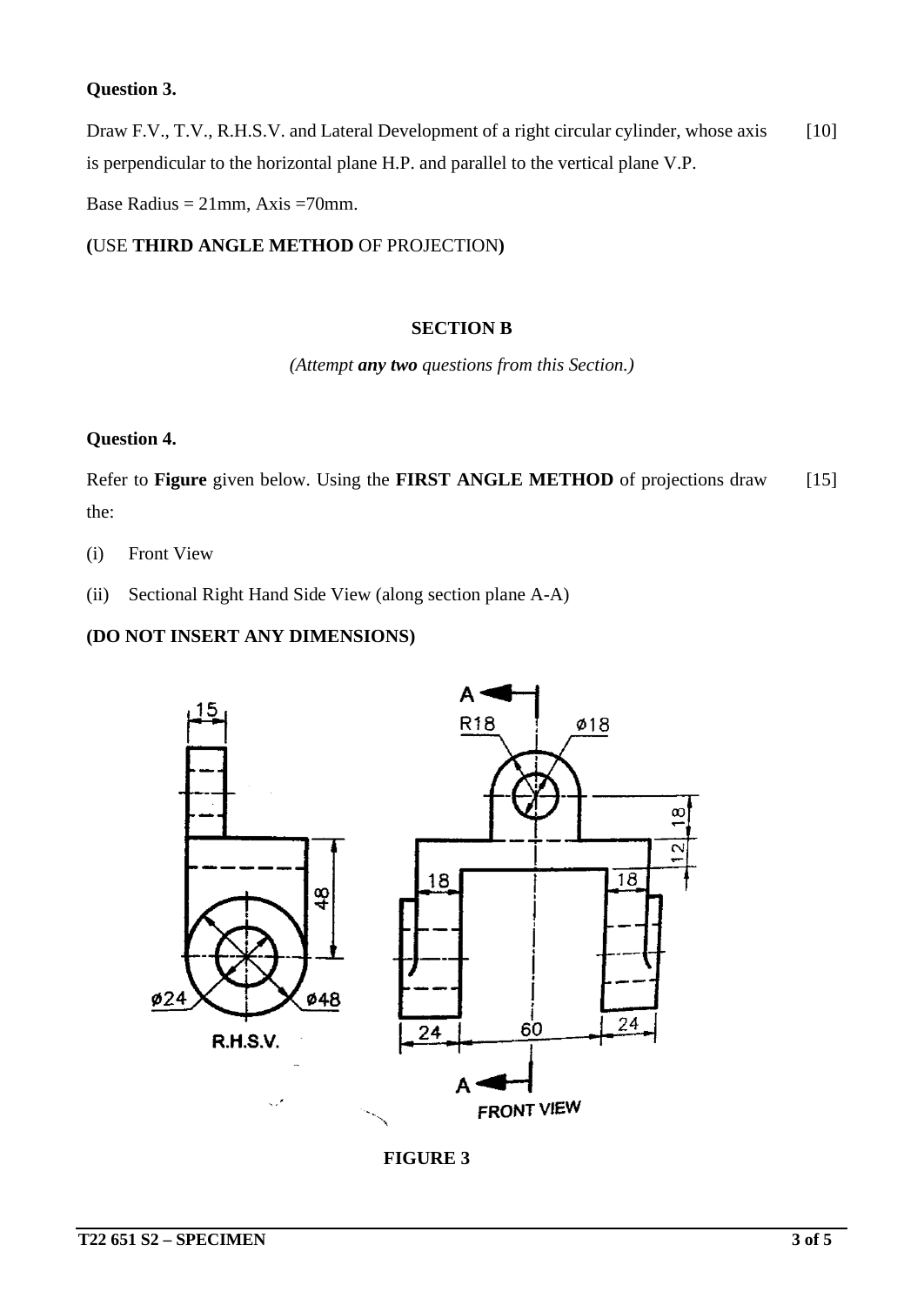**Question 3.**

Draw F.V., T.V., R.H.S.V. and Lateral Development of a right circular cylinder, whose axis is perpendicular to the horizontal plane H.P. and parallel to the vertical plane V.P. [10]

Base Radius = 21mm, Axis =70mm.

**(**USE **THIRD ANGLE METHOD** OF PROJECTION**)**

## SECTION B

*(Attempt* ***any two*** *questions from this Section.)*

**Question 4.**

Refer to **Figure** given below. Using the **FIRST ANGLE METHOD** of projections draw the: [15]

(i) Front View

(ii) Sectional Right Hand Side View (along section plane A-A)

**(DO NOT INSERT ANY DIMENSIONS)**

**FIGURE 3**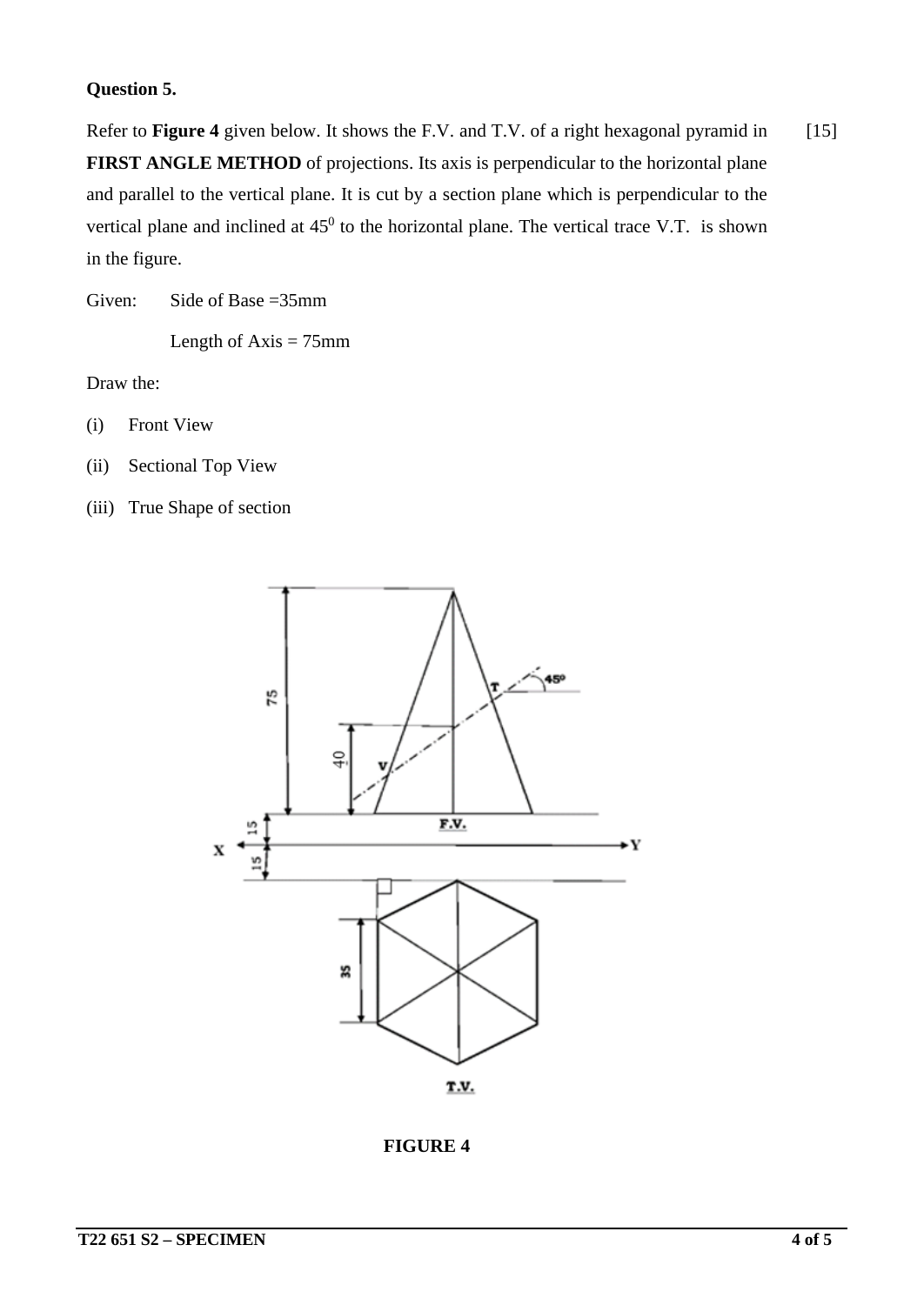**Question 5.**

Refer to **Figure 4** given below. It shows the F.V. and T.V. of a right hexagonal pyramid in **FIRST ANGLE METHOD** of projections. Its axis is perpendicular to the horizontal plane and parallel to the vertical plane. It is cut by a section plane which is perpendicular to the vertical plane and inclined at $45^0$ to the horizontal plane. The vertical trace V.T. is shown in the figure. [15]

Given: Side of Base =35mm

Length of Axis = 75mm

Draw the:

(i) Front View

(ii) Sectional Top View

(iii) True Shape of section

**FIGURE 4**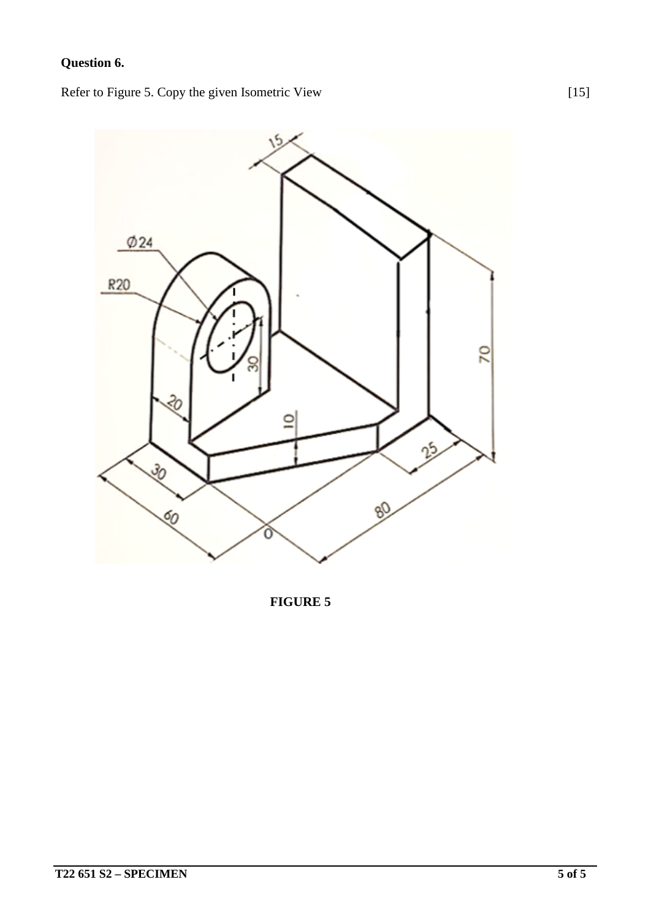**Question 6.**

Refer to Figure 5. Copy the given Isometric View [15]

15
Ø24
R20
70
30
20
10
25
30
60
80
O

**FIGURE 5**